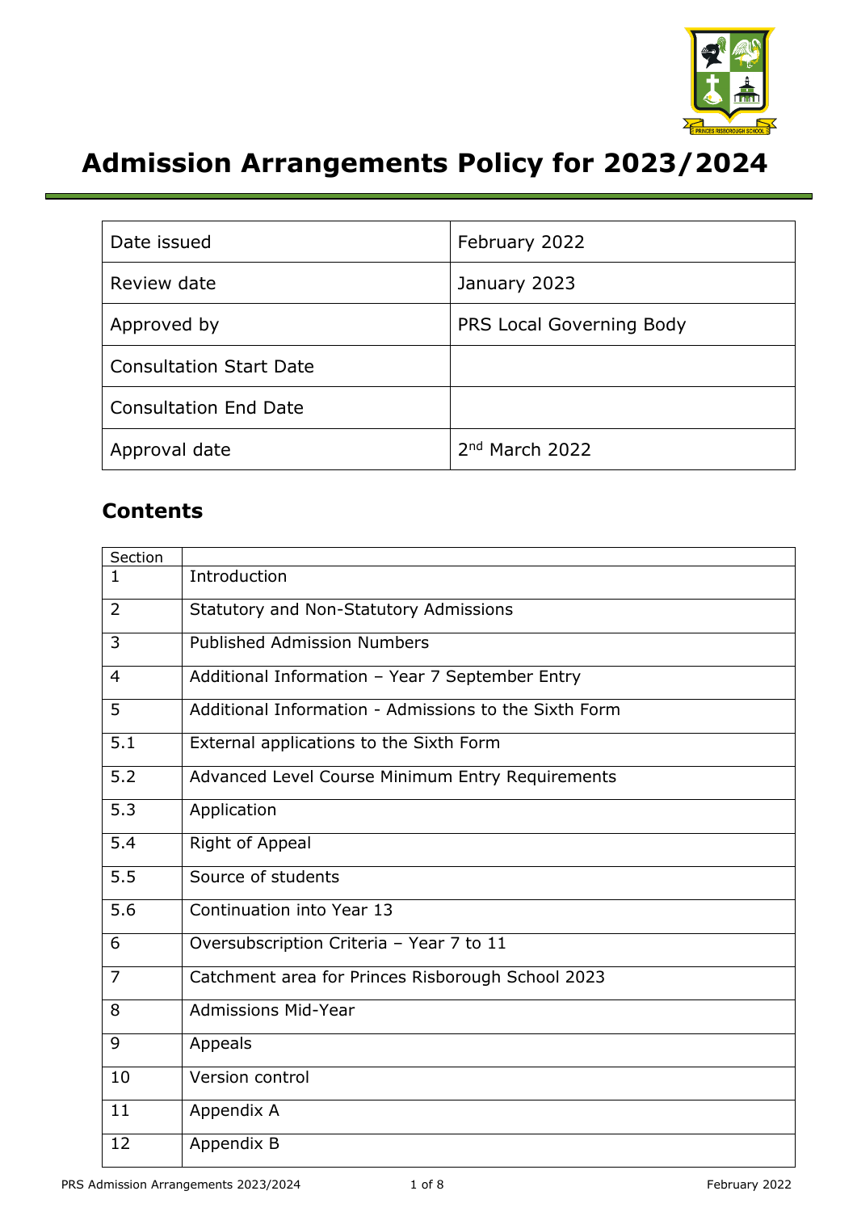# Admission Arrangements Policy for 2023/2024

| Date issued | February 2022 |
|---|---|
| Review date | January 2023 |
| Approved by | PRS Local Governing Body |
| Consultation Start Date | |
| Consultation End Date | |
| Approval date | 2nd March 2022 |

## Contents

| Section | |
|---|---|
| 1 | Introduction |
| 2 | Statutory and Non-Statutory Admissions |
| 3 | Published Admission Numbers |
| 4 | Additional Information – Year 7 September Entry |
| 5 | Additional Information - Admissions to the Sixth Form |
| 5.1 | External applications to the Sixth Form |
| 5.2 | Advanced Level Course Minimum Entry Requirements |
| 5.3 | Application |
| 5.4 | Right of Appeal |
| 5.5 | Source of students |
| 5.6 | Continuation into Year 13 |
| 6 | Oversubscription Criteria – Year 7 to 11 |
| 7 | Catchment area for Princes Risborough School 2023 |
| 8 | Admissions Mid-Year |
| 9 | Appeals |
| 10 | Version control |
| 11 | Appendix A |
| 12 | Appendix B |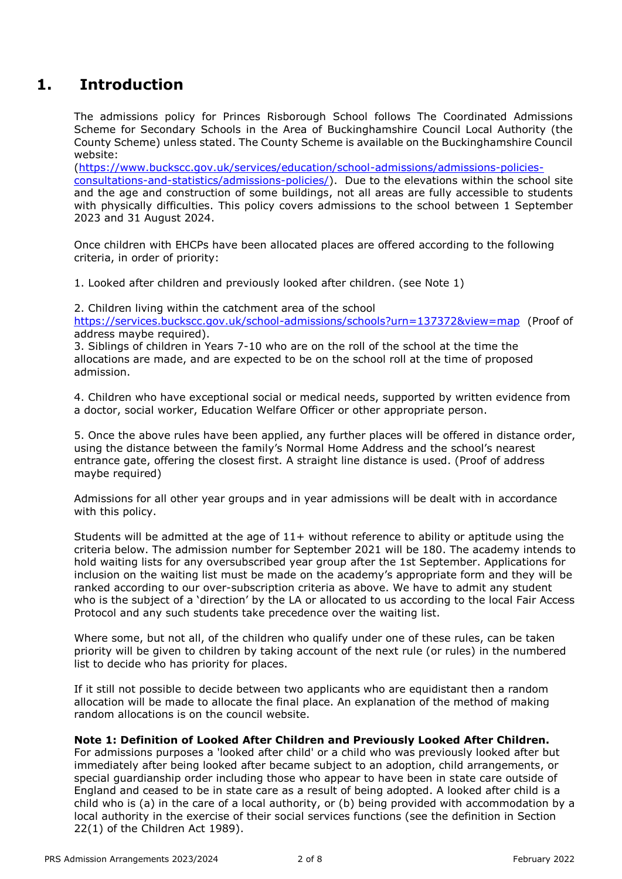# 1. Introduction

The admissions policy for Princes Risborough School follows The Coordinated Admissions Scheme for Secondary Schools in the Area of Buckinghamshire Council Local Authority (the County Scheme) unless stated. The County Scheme is available on the Buckinghamshire Council website:
(https://www.buckscc.gov.uk/services/education/school-admissions/admissions-policies-consultations-and-statistics/admissions-policies/). Due to the elevations within the school site and the age and construction of some buildings, not all areas are fully accessible to students with physically difficulties. This policy covers admissions to the school between 1 September 2023 and 31 August 2024.

Once children with EHCPs have been allocated places are offered according to the following criteria, in order of priority:

1. Looked after children and previously looked after children. (see Note 1)

2. Children living within the catchment area of the school https://services.buckscc.gov.uk/school-admissions/schools?urn=137372&view=map (Proof of address maybe required).

3. Siblings of children in Years 7-10 who are on the roll of the school at the time the allocations are made, and are expected to be on the school roll at the time of proposed admission.

4. Children who have exceptional social or medical needs, supported by written evidence from a doctor, social worker, Education Welfare Officer or other appropriate person.

5. Once the above rules have been applied, any further places will be offered in distance order, using the distance between the family's Normal Home Address and the school's nearest entrance gate, offering the closest first. A straight line distance is used. (Proof of address maybe required)

Admissions for all other year groups and in year admissions will be dealt with in accordance with this policy.

Students will be admitted at the age of 11+ without reference to ability or aptitude using the criteria below. The admission number for September 2021 will be 180. The academy intends to hold waiting lists for any oversubscribed year group after the 1st September. Applications for inclusion on the waiting list must be made on the academy's appropriate form and they will be ranked according to our over-subscription criteria as above. We have to admit any student who is the subject of a 'direction' by the LA or allocated to us according to the local Fair Access Protocol and any such students take precedence over the waiting list.

Where some, but not all, of the children who qualify under one of these rules, can be taken priority will be given to children by taking account of the next rule (or rules) in the numbered list to decide who has priority for places.

If it still not possible to decide between two applicants who are equidistant then a random allocation will be made to allocate the final place. An explanation of the method of making random allocations is on the council website.

**Note 1: Definition of Looked After Children and Previously Looked After Children.**
For admissions purposes a 'looked after child' or a child who was previously looked after but immediately after being looked after became subject to an adoption, child arrangements, or special guardianship order including those who appear to have been in state care outside of England and ceased to be in state care as a result of being adopted. A looked after child is a child who is (a) in the care of a local authority, or (b) being provided with accommodation by a local authority in the exercise of their social services functions (see the definition in Section 22(1) of the Children Act 1989).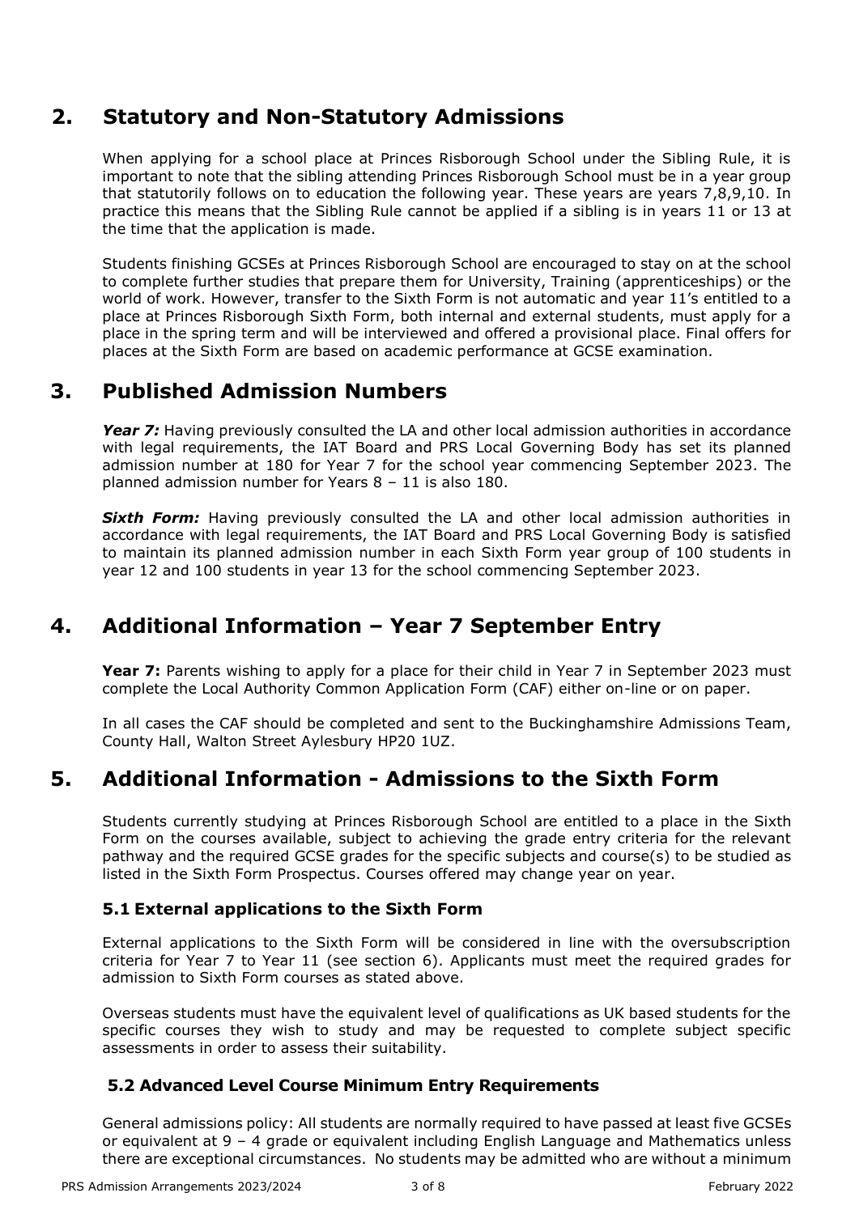## 2. Statutory and Non-Statutory Admissions

When applying for a school place at Princes Risborough School under the Sibling Rule, it is important to note that the sibling attending Princes Risborough School must be in a year group that statutorily follows on to education the following year. These years are years 7,8,9,10. In practice this means that the Sibling Rule cannot be applied if a sibling is in years 11 or 13 at the time that the application is made.

Students finishing GCSEs at Princes Risborough School are encouraged to stay on at the school to complete further studies that prepare them for University, Training (apprenticeships) or the world of work. However, transfer to the Sixth Form is not automatic and year 11's entitled to a place at Princes Risborough Sixth Form, both internal and external students, must apply for a place in the spring term and will be interviewed and offered a provisional place. Final offers for places at the Sixth Form are based on academic performance at GCSE examination.

## 3. Published Admission Numbers

***Year 7:*** Having previously consulted the LA and other local admission authorities in accordance with legal requirements, the IAT Board and PRS Local Governing Body has set its planned admission number at 180 for Year 7 for the school year commencing September 2023. The planned admission number for Years 8 – 11 is also 180.

***Sixth Form:*** Having previously consulted the LA and other local admission authorities in accordance with legal requirements, the IAT Board and PRS Local Governing Body is satisfied to maintain its planned admission number in each Sixth Form year group of 100 students in year 12 and 100 students in year 13 for the school commencing September 2023.

## 4. Additional Information – Year 7 September Entry

**Year 7:** Parents wishing to apply for a place for their child in Year 7 in September 2023 must complete the Local Authority Common Application Form (CAF) either on-line or on paper.

In all cases the CAF should be completed and sent to the Buckinghamshire Admissions Team, County Hall, Walton Street Aylesbury HP20 1UZ.

## 5. Additional Information - Admissions to the Sixth Form

Students currently studying at Princes Risborough School are entitled to a place in the Sixth Form on the courses available, subject to achieving the grade entry criteria for the relevant pathway and the required GCSE grades for the specific subjects and course(s) to be studied as listed in the Sixth Form Prospectus. Courses offered may change year on year.

### 5.1 External applications to the Sixth Form

External applications to the Sixth Form will be considered in line with the oversubscription criteria for Year 7 to Year 11 (see section 6). Applicants must meet the required grades for admission to Sixth Form courses as stated above.

Overseas students must have the equivalent level of qualifications as UK based students for the specific courses they wish to study and may be requested to complete subject specific assessments in order to assess their suitability.

### 5.2 Advanced Level Course Minimum Entry Requirements

General admissions policy: All students are normally required to have passed at least five GCSEs or equivalent at 9 – 4 grade or equivalent including English Language and Mathematics unless there are exceptional circumstances. No students may be admitted who are without a minimum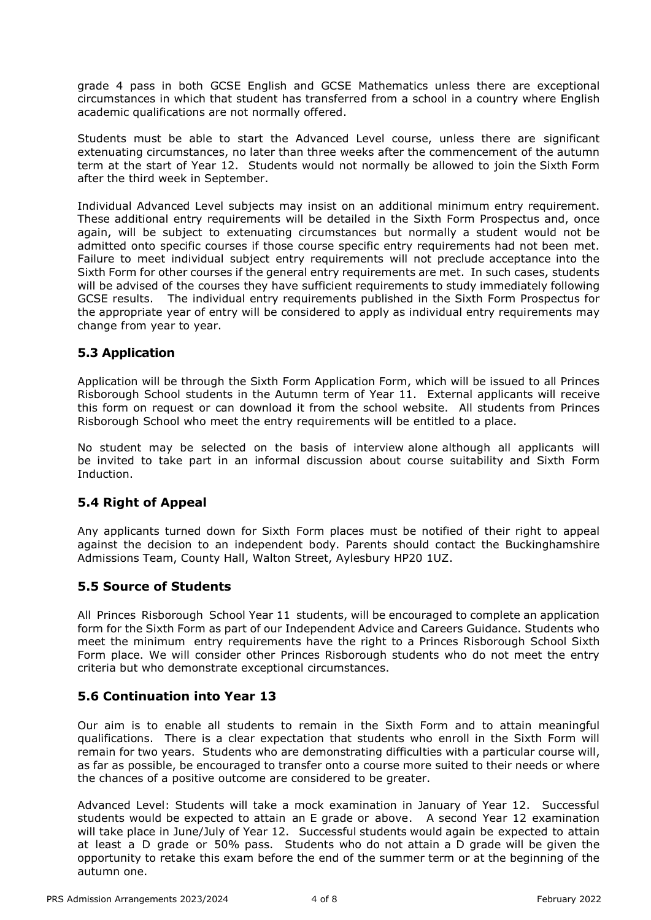grade 4 pass in both GCSE English and GCSE Mathematics unless there are exceptional circumstances in which that student has transferred from a school in a country where English academic qualifications are not normally offered.

Students must be able to start the Advanced Level course, unless there are significant extenuating circumstances, no later than three weeks after the commencement of the autumn term at the start of Year 12. Students would not normally be allowed to join the Sixth Form after the third week in September.

Individual Advanced Level subjects may insist on an additional minimum entry requirement. These additional entry requirements will be detailed in the Sixth Form Prospectus and, once again, will be subject to extenuating circumstances but normally a student would not be admitted onto specific courses if those course specific entry requirements had not been met. Failure to meet individual subject entry requirements will not preclude acceptance into the Sixth Form for other courses if the general entry requirements are met. In such cases, students will be advised of the courses they have sufficient requirements to study immediately following GCSE results. The individual entry requirements published in the Sixth Form Prospectus for the appropriate year of entry will be considered to apply as individual entry requirements may change from year to year.

## 5.3 Application

Application will be through the Sixth Form Application Form, which will be issued to all Princes Risborough School students in the Autumn term of Year 11. External applicants will receive this form on request or can download it from the school website. All students from Princes Risborough School who meet the entry requirements will be entitled to a place.

No student may be selected on the basis of interview alone although all applicants will be invited to take part in an informal discussion about course suitability and Sixth Form Induction.

## 5.4 Right of Appeal

Any applicants turned down for Sixth Form places must be notified of their right to appeal against the decision to an independent body. Parents should contact the Buckinghamshire Admissions Team, County Hall, Walton Street, Aylesbury HP20 1UZ.

## 5.5 Source of Students

All Princes Risborough School Year 11 students, will be encouraged to complete an application form for the Sixth Form as part of our Independent Advice and Careers Guidance. Students who meet the minimum entry requirements have the right to a Princes Risborough School Sixth Form place. We will consider other Princes Risborough students who do not meet the entry criteria but who demonstrate exceptional circumstances.

## 5.6 Continuation into Year 13

Our aim is to enable all students to remain in the Sixth Form and to attain meaningful qualifications. There is a clear expectation that students who enroll in the Sixth Form will remain for two years. Students who are demonstrating difficulties with a particular course will, as far as possible, be encouraged to transfer onto a course more suited to their needs or where the chances of a positive outcome are considered to be greater.

Advanced Level: Students will take a mock examination in January of Year 12. Successful students would be expected to attain an E grade or above. A second Year 12 examination will take place in June/July of Year 12. Successful students would again be expected to attain at least a D grade or 50% pass. Students who do not attain a D grade will be given the opportunity to retake this exam before the end of the summer term or at the beginning of the autumn one.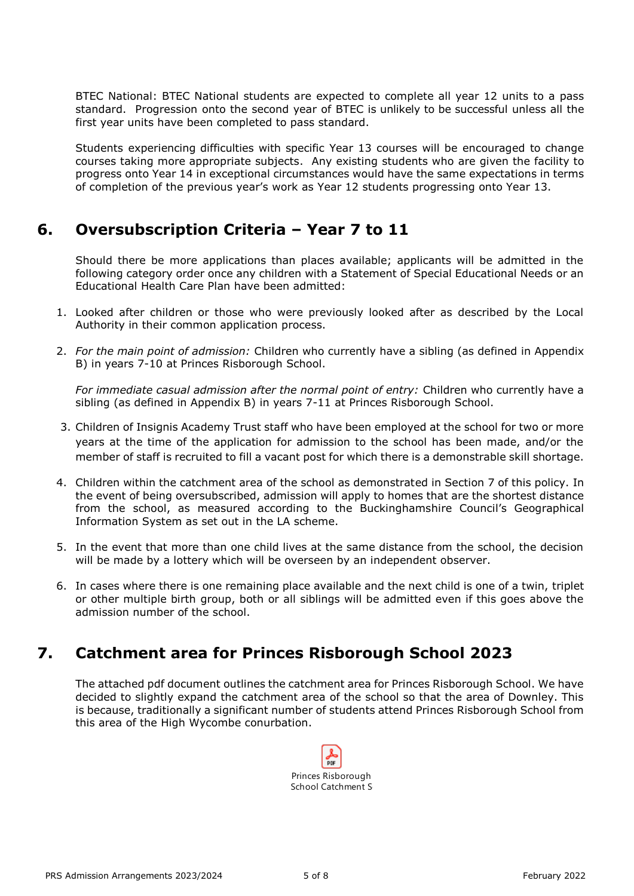BTEC National: BTEC National students are expected to complete all year 12 units to a pass standard. Progression onto the second year of BTEC is unlikely to be successful unless all the first year units have been completed to pass standard.

Students experiencing difficulties with specific Year 13 courses will be encouraged to change courses taking more appropriate subjects. Any existing students who are given the facility to progress onto Year 14 in exceptional circumstances would have the same expectations in terms of completion of the previous year's work as Year 12 students progressing onto Year 13.

## 6. Oversubscription Criteria – Year 7 to 11

Should there be more applications than places available; applicants will be admitted in the following category order once any children with a Statement of Special Educational Needs or an Educational Health Care Plan have been admitted:

1. Looked after children or those who were previously looked after as described by the Local Authority in their common application process.

2. *For the main point of admission:* Children who currently have a sibling (as defined in Appendix B) in years 7-10 at Princes Risborough School.

   *For immediate casual admission after the normal point of entry:* Children who currently have a sibling (as defined in Appendix B) in years 7-11 at Princes Risborough School.

3. Children of Insignis Academy Trust staff who have been employed at the school for two or more years at the time of the application for admission to the school has been made, and/or the member of staff is recruited to fill a vacant post for which there is a demonstrable skill shortage.

4. Children within the catchment area of the school as demonstrated in Section 7 of this policy. In the event of being oversubscribed, admission will apply to homes that are the shortest distance from the school, as measured according to the Buckinghamshire Council's Geographical Information System as set out in the LA scheme.

5. In the event that more than one child lives at the same distance from the school, the decision will be made by a lottery which will be overseen by an independent observer.

6. In cases where there is one remaining place available and the next child is one of a twin, triplet or other multiple birth group, both or all siblings will be admitted even if this goes above the admission number of the school.

## 7. Catchment area for Princes Risborough School 2023

The attached pdf document outlines the catchment area for Princes Risborough School. We have decided to slightly expand the catchment area of the school so that the area of Downley. This is because, traditionally a significant number of students attend Princes Risborough School from this area of the High Wycombe conurbation.

Princes Risborough School Catchment S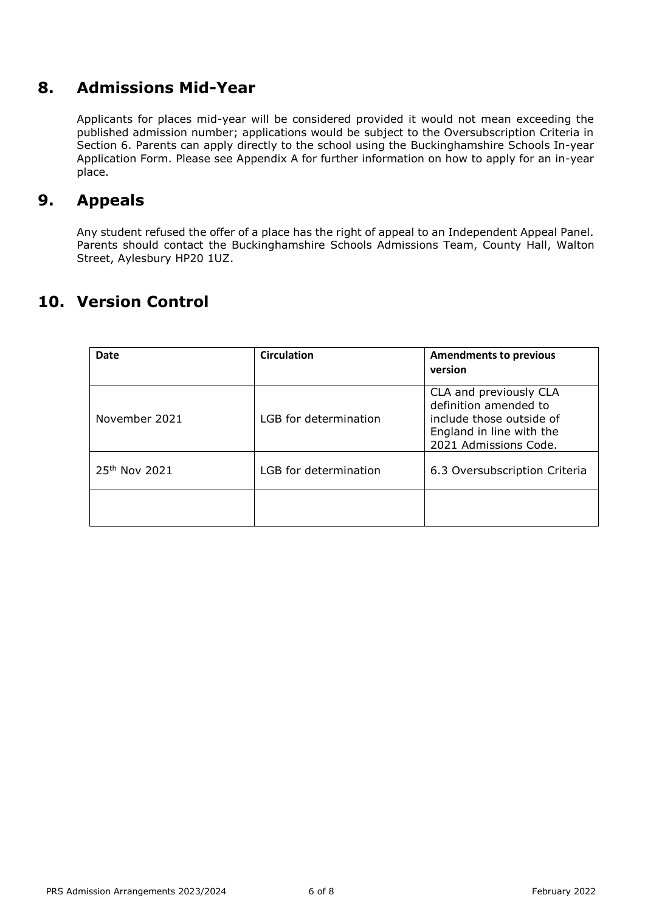## 8. Admissions Mid-Year

Applicants for places mid-year will be considered provided it would not mean exceeding the published admission number; applications would be subject to the Oversubscription Criteria in Section 6. Parents can apply directly to the school using the Buckinghamshire Schools In-year Application Form. Please see Appendix A for further information on how to apply for an in-year place.

## 9. Appeals

Any student refused the offer of a place has the right of appeal to an Independent Appeal Panel. Parents should contact the Buckinghamshire Schools Admissions Team, County Hall, Walton Street, Aylesbury HP20 1UZ.

## 10. Version Control

| Date | Circulation | Amendments to previous version |
|---|---|---|
| November 2021 | LGB for determination | CLA and previously CLA definition amended to include those outside of England in line with the 2021 Admissions Code. |
| 25th Nov 2021 | LGB for determination | 6.3 Oversubscription Criteria |
| | | |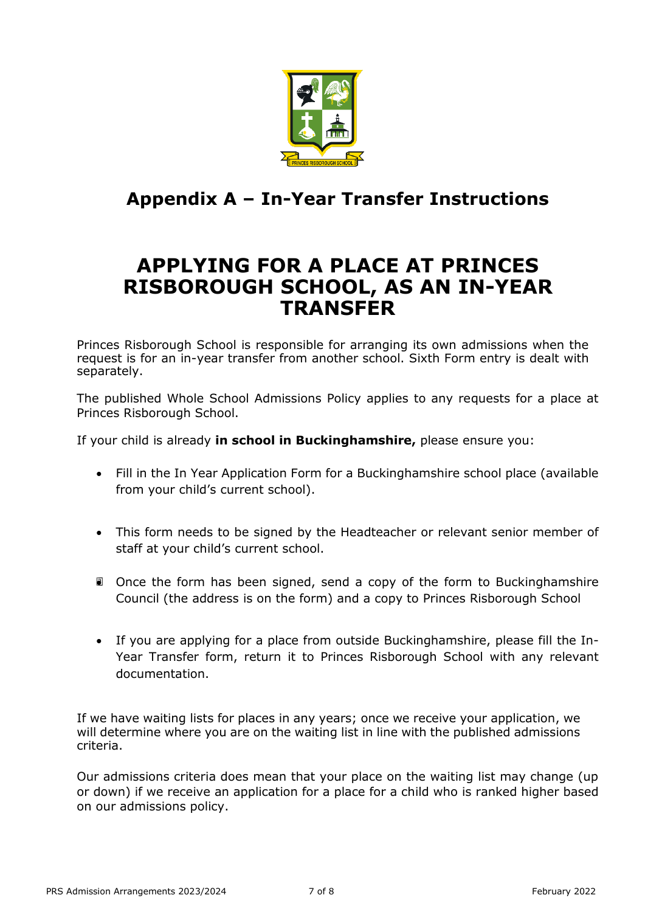# Appendix A – In-Year Transfer Instructions

# APPLYING FOR A PLACE AT PRINCES RISBOROUGH SCHOOL, AS AN IN-YEAR TRANSFER

Princes Risborough School is responsible for arranging its own admissions when the request is for an in-year transfer from another school. Sixth Form entry is dealt with separately.

The published Whole School Admissions Policy applies to any requests for a place at Princes Risborough School.

If your child is already **in school in Buckinghamshire,** please ensure you:

- Fill in the In Year Application Form for a Buckinghamshire school place (available from your child's current school).
- This form needs to be signed by the Headteacher or relevant senior member of staff at your child's current school.
- Once the form has been signed, send a copy of the form to Buckinghamshire Council (the address is on the form) and a copy to Princes Risborough School
- If you are applying for a place from outside Buckinghamshire, please fill the In-Year Transfer form, return it to Princes Risborough School with any relevant documentation.

If we have waiting lists for places in any years; once we receive your application, we will determine where you are on the waiting list in line with the published admissions criteria.

Our admissions criteria does mean that your place on the waiting list may change (up or down) if we receive an application for a place for a child who is ranked higher based on our admissions policy.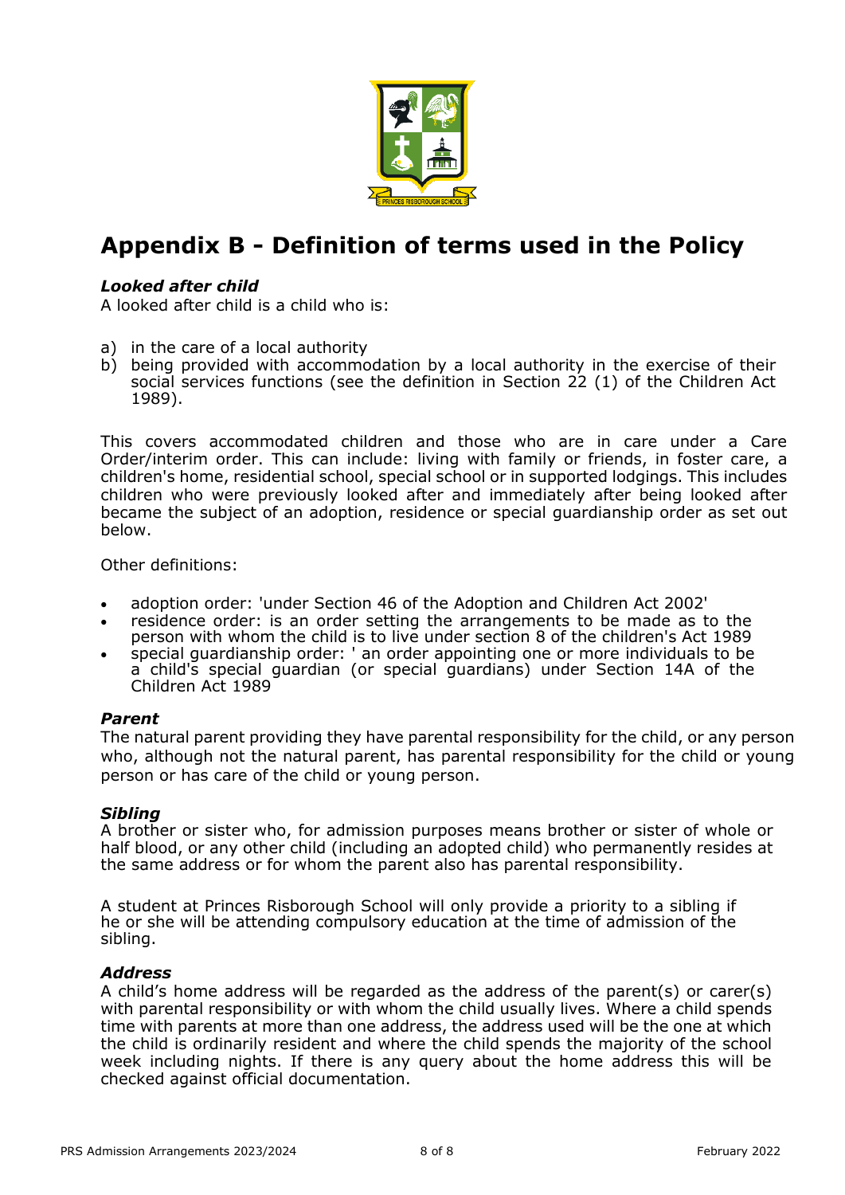# Appendix B - Definition of terms used in the Policy

***Looked after child***

A looked after child is a child who is:

a) in the care of a local authority
b) being provided with accommodation by a local authority in the exercise of their social services functions (see the definition in Section 22 (1) of the Children Act 1989).

This covers accommodated children and those who are in care under a Care Order/interim order. This can include: living with family or friends, in foster care, a children's home, residential school, special school or in supported lodgings. This includes children who were previously looked after and immediately after being looked after became the subject of an adoption, residence or special guardianship order as set out below.

Other definitions:

- adoption order: 'under Section 46 of the Adoption and Children Act 2002'
- residence order: is an order setting the arrangements to be made as to the person with whom the child is to live under section 8 of the children's Act 1989
- special guardianship order: ' an order appointing one or more individuals to be a child's special guardian (or special guardians) under Section 14A of the Children Act 1989

***Parent***

The natural parent providing they have parental responsibility for the child, or any person who, although not the natural parent, has parental responsibility for the child or young person or has care of the child or young person.

***Sibling***

A brother or sister who, for admission purposes means brother or sister of whole or half blood, or any other child (including an adopted child) who permanently resides at the same address or for whom the parent also has parental responsibility.

A student at Princes Risborough School will only provide a priority to a sibling if he or she will be attending compulsory education at the time of admission of the sibling.

***Address***

A child's home address will be regarded as the address of the parent(s) or carer(s) with parental responsibility or with whom the child usually lives. Where a child spends time with parents at more than one address, the address used will be the one at which the child is ordinarily resident and where the child spends the majority of the school week including nights. If there is any query about the home address this will be checked against official documentation.